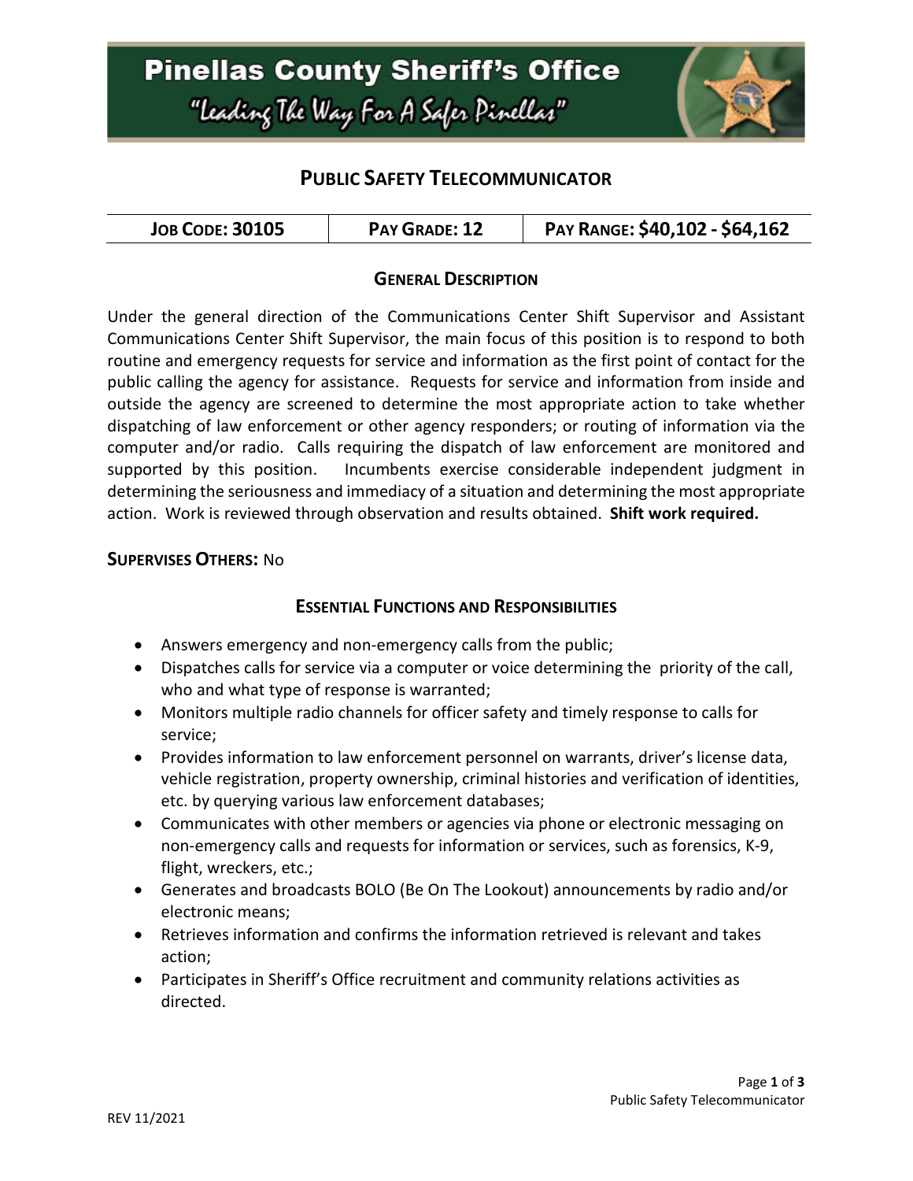# Pinellas County Sheriff's Office

"Leading The Way For A Safer Pinellas"

## PUBLIC SAFETY TELECOMMUNICATOR

| JOB CODE: 30105 | PAY GRADE: 12 | PAY RANGE: $40,102 - $64,162 |
|---|---|---|

### GENERAL DESCRIPTION

Under the general direction of the Communications Center Shift Supervisor and Assistant Communications Center Shift Supervisor, the main focus of this position is to respond to both routine and emergency requests for service and information as the first point of contact for the public calling the agency for assistance. Requests for service and information from inside and outside the agency are screened to determine the most appropriate action to take whether dispatching of law enforcement or other agency responders; or routing of information via the computer and/or radio. Calls requiring the dispatch of law enforcement are monitored and supported by this position. Incumbents exercise considerable independent judgment in determining the seriousness and immediacy of a situation and determining the most appropriate action. Work is reviewed through observation and results obtained. **Shift work required.**

**SUPERVISES OTHERS:** No

### ESSENTIAL FUNCTIONS AND RESPONSIBILITIES

- Answers emergency and non-emergency calls from the public;
- Dispatches calls for service via a computer or voice determining the priority of the call, who and what type of response is warranted;
- Monitors multiple radio channels for officer safety and timely response to calls for service;
- Provides information to law enforcement personnel on warrants, driver's license data, vehicle registration, property ownership, criminal histories and verification of identities, etc. by querying various law enforcement databases;
- Communicates with other members or agencies via phone or electronic messaging on non-emergency calls and requests for information or services, such as forensics, K-9, flight, wreckers, etc.;
- Generates and broadcasts BOLO (Be On The Lookout) announcements by radio and/or electronic means;
- Retrieves information and confirms the information retrieved is relevant and takes action;
- Participates in Sheriff's Office recruitment and community relations activities as directed.

REV 11/2021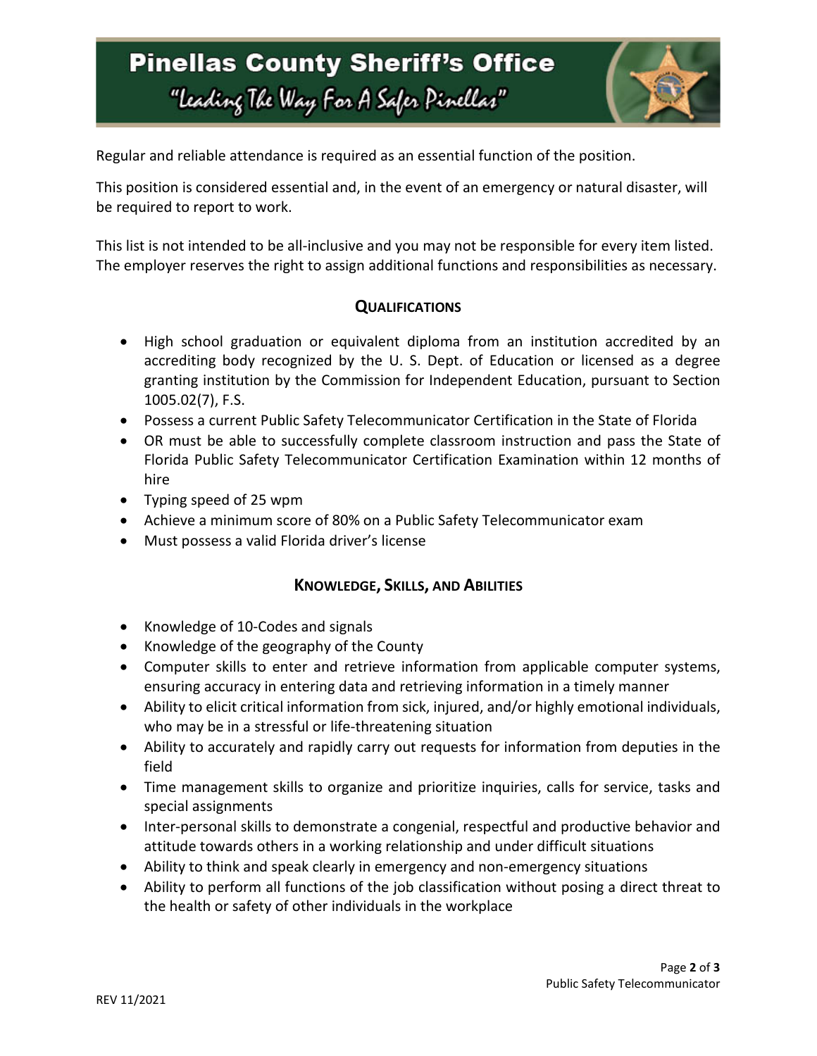Regular and reliable attendance is required as an essential function of the position.

This position is considered essential and, in the event of an emergency or natural disaster, will be required to report to work.

This list is not intended to be all-inclusive and you may not be responsible for every item listed. The employer reserves the right to assign additional functions and responsibilities as necessary.

## QUALIFICATIONS

- High school graduation or equivalent diploma from an institution accredited by an accrediting body recognized by the U. S. Dept. of Education or licensed as a degree granting institution by the Commission for Independent Education, pursuant to Section 1005.02(7), F.S.
- Possess a current Public Safety Telecommunicator Certification in the State of Florida
- OR must be able to successfully complete classroom instruction and pass the State of Florida Public Safety Telecommunicator Certification Examination within 12 months of hire
- Typing speed of 25 wpm
- Achieve a minimum score of 80% on a Public Safety Telecommunicator exam
- Must possess a valid Florida driver's license

## KNOWLEDGE, SKILLS, AND ABILITIES

- Knowledge of 10-Codes and signals
- Knowledge of the geography of the County
- Computer skills to enter and retrieve information from applicable computer systems, ensuring accuracy in entering data and retrieving information in a timely manner
- Ability to elicit critical information from sick, injured, and/or highly emotional individuals, who may be in a stressful or life-threatening situation
- Ability to accurately and rapidly carry out requests for information from deputies in the field
- Time management skills to organize and prioritize inquiries, calls for service, tasks and special assignments
- Inter-personal skills to demonstrate a congenial, respectful and productive behavior and attitude towards others in a working relationship and under difficult situations
- Ability to think and speak clearly in emergency and non-emergency situations
- Ability to perform all functions of the job classification without posing a direct threat to the health or safety of other individuals in the workplace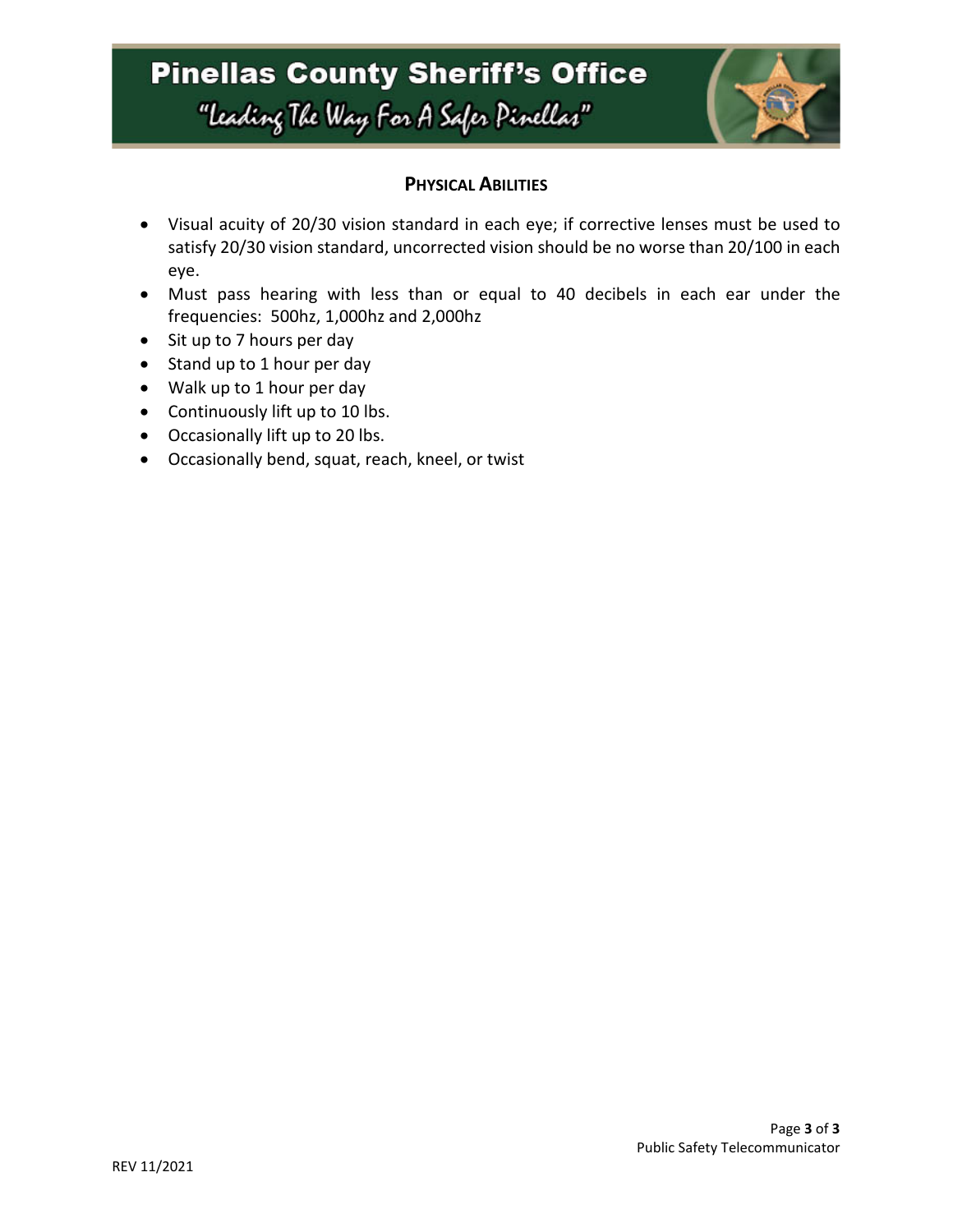## Physical Abilities

- Visual acuity of 20/30 vision standard in each eye; if corrective lenses must be used to satisfy 20/30 vision standard, uncorrected vision should be no worse than 20/100 in each eye.
- Must pass hearing with less than or equal to 40 decibels in each ear under the frequencies: 500hz, 1,000hz and 2,000hz
- Sit up to 7 hours per day
- Stand up to 1 hour per day
- Walk up to 1 hour per day
- Continuously lift up to 10 lbs.
- Occasionally lift up to 20 lbs.
- Occasionally bend, squat, reach, kneel, or twist